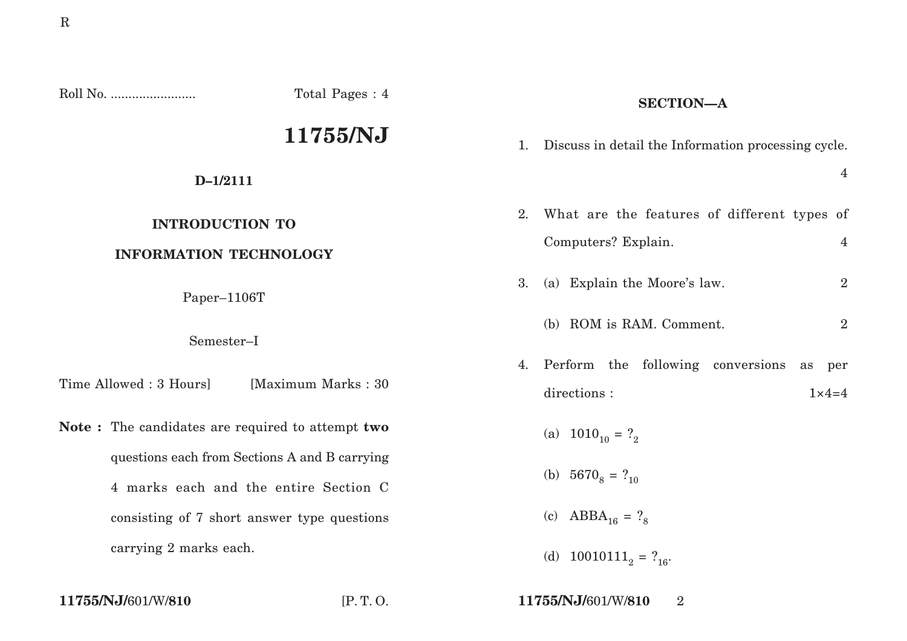Roll No. ........................ Total Pages : 4

# 11755/NJ

**D–1/2111**

**INTRODUCTION TO INFORMATION TECHNOLOGY**

Paper–1106T

Semester–I

Time Allowed : 3 Hours] [Maximum Marks : 30

**Note :** The candidates are required to attempt **two** questions each from Sections A and B carrying 4 marks each and the entire Section C consisting of 7 short answer type questions carrying 2 marks each.

## SECTION—A

1. Discuss in detail the Information processing cycle. 4

2. What are the features of different types of Computers? Explain. 4

3. (a) Explain the Moore's law. 2

   (b) ROM is RAM. Comment. 2

4. Perform the following conversions as per directions : 1×4=4

   (a) $1010_{10} = ?_{2}$

   (b) $5670_{8} = ?_{10}$

   (c) $ABBA_{16} = ?_{8}$

   (d) $10010111_{2} = ?_{16}$.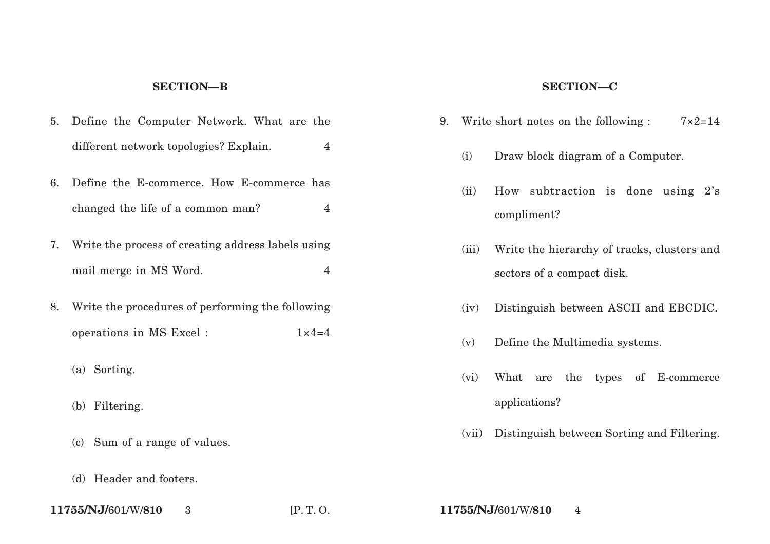## SECTION—B

5. Define the Computer Network. What are the different network topologies? Explain. 4

6. Define the E-commerce. How E-commerce has changed the life of a common man? 4

7. Write the process of creating address labels using mail merge in MS Word. 4

8. Write the procedures of performing the following operations in MS Excel : 1×4=4

   (a) Sorting.

   (b) Filtering.

   (c) Sum of a range of values.

   (d) Header and footers.

## SECTION—C

9. Write short notes on the following : 7×2=14

   (i) Draw block diagram of a Computer.

   (ii) How subtraction is done using 2's compliment?

   (iii) Write the hierarchy of tracks, clusters and sectors of a compact disk.

   (iv) Distinguish between ASCII and EBCDIC.

   (v) Define the Multimedia systems.

   (vi) What are the types of E-commerce applications?

   (vii) Distinguish between Sorting and Filtering.